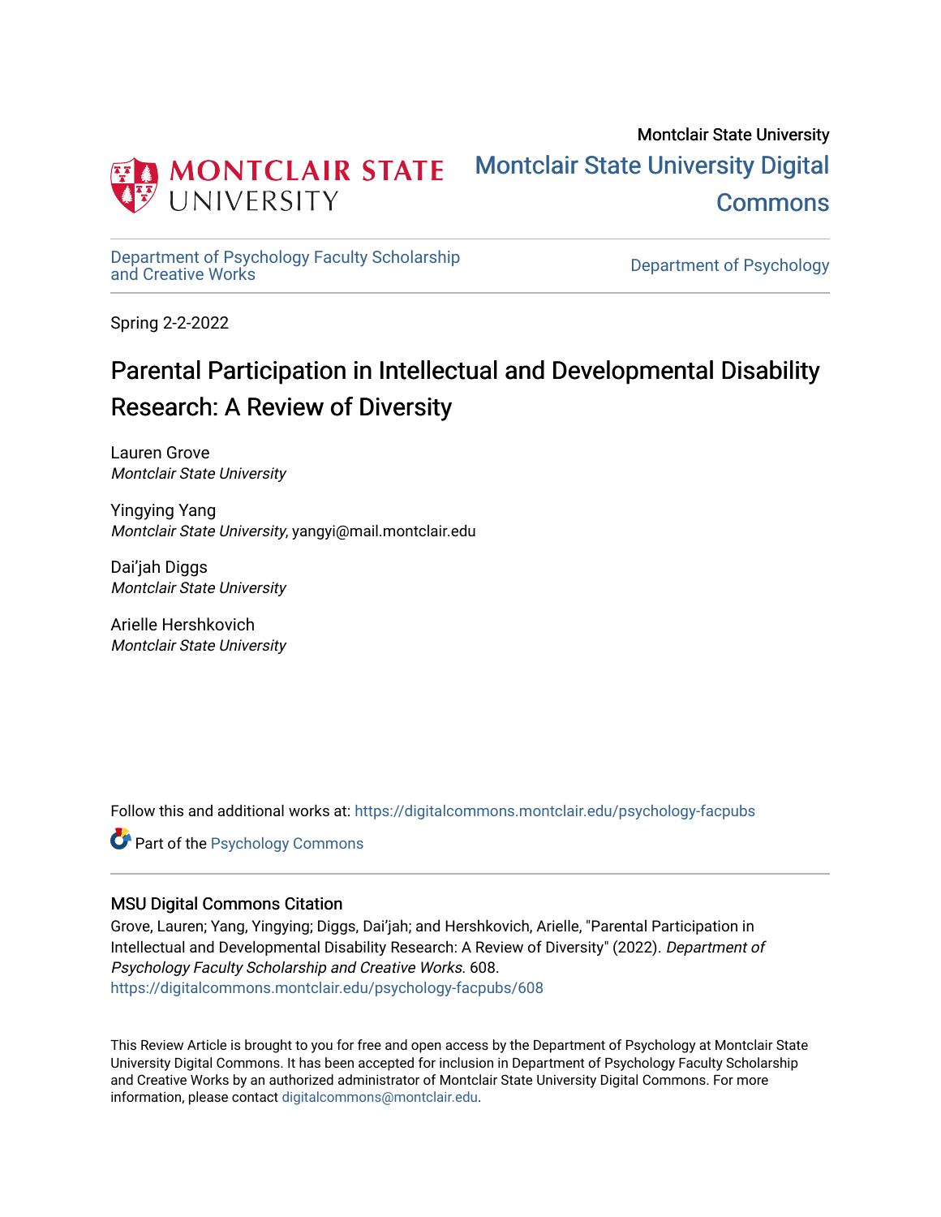Montclair State University

# Montclair State University Digital Commons

Department of Psychology Faculty Scholarship and Creative Works

Department of Psychology

Spring 2-2-2022

## Parental Participation in Intellectual and Developmental Disability Research: A Review of Diversity

Lauren Grove
*Montclair State University*

Yingying Yang
*Montclair State University*, yangyi@mail.montclair.edu

Dai'jah Diggs
*Montclair State University*

Arielle Hershkovich
*Montclair State University*

Follow this and additional works at: https://digitalcommons.montclair.edu/psychology-facpubs

Part of the Psychology Commons

### MSU Digital Commons Citation

Grove, Lauren; Yang, Yingying; Diggs, Dai'jah; and Hershkovich, Arielle, "Parental Participation in Intellectual and Developmental Disability Research: A Review of Diversity" (2022). *Department of Psychology Faculty Scholarship and Creative Works*. 608.
https://digitalcommons.montclair.edu/psychology-facpubs/608

This Review Article is brought to you for free and open access by the Department of Psychology at Montclair State University Digital Commons. It has been accepted for inclusion in Department of Psychology Faculty Scholarship and Creative Works by an authorized administrator of Montclair State University Digital Commons. For more information, please contact digitalcommons@montclair.edu.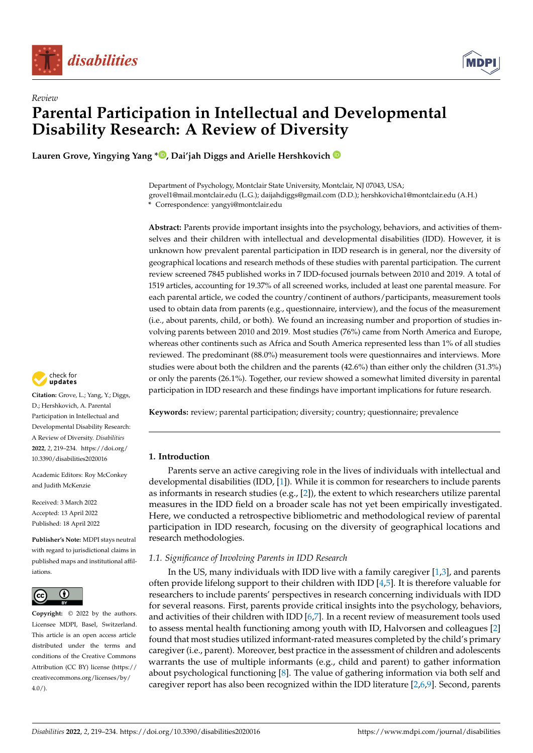Review

# Parental Participation in Intellectual and Developmental Disability Research: A Review of Diversity

**Lauren Grove, Yingying Yang \*, Dai'jah Diggs and Arielle Hershkovich**

Department of Psychology, Montclair State University, Montclair, NJ 07043, USA; grovel1@mail.montclair.edu (L.G.); daijahdiggs@gmail.com (D.D.); hershkovicha1@montclair.edu (A.H.)
\* Correspondence: yangyi@montclair.edu

**Abstract:** Parents provide important insights into the psychology, behaviors, and activities of themselves and their children with intellectual and developmental disabilities (IDD). However, it is unknown how prevalent parental participation in IDD research is in general, nor the diversity of geographical locations and research methods of these studies with parental participation. The current review screened 7845 published works in 7 IDD-focused journals between 2010 and 2019. A total of 1519 articles, accounting for 19.37% of all screened works, included at least one parental measure. For each parental article, we coded the country/continent of authors/participants, measurement tools used to obtain data from parents (e.g., questionnaire, interview), and the focus of the measurement (i.e., about parents, child, or both). We found an increasing number and proportion of studies involving parents between 2010 and 2019. Most studies (76%) came from North America and Europe, whereas other continents such as Africa and South America represented less than 1% of all studies reviewed. The predominant (88.0%) measurement tools were questionnaires and interviews. More studies were about both the children and the parents (42.6%) than either only the children (31.3%) or only the parents (26.1%). Together, our review showed a somewhat limited diversity in parental participation in IDD research and these findings have important implications for future research.

**Keywords:** review; parental participation; diversity; country; questionnaire; prevalence

**Citation:** Grove, L.; Yang, Y.; Diggs, D.; Hershkovich, A. Parental Participation in Intellectual and Developmental Disability Research: A Review of Diversity. *Disabilities* **2022**, *2*, 219–234. https://doi.org/10.3390/disabilities2020016

Academic Editors: Roy McConkey and Judith McKenzie

Received: 3 March 2022
Accepted: 13 April 2022
Published: 18 April 2022

**Publisher's Note:** MDPI stays neutral with regard to jurisdictional claims in published maps and institutional affiliations.

**Copyright:** © 2022 by the authors. Licensee MDPI, Basel, Switzerland. This article is an open access article distributed under the terms and conditions of the Creative Commons Attribution (CC BY) license (https://creativecommons.org/licenses/by/4.0/).

## 1. Introduction

Parents serve an active caregiving role in the lives of individuals with intellectual and developmental disabilities (IDD, [1]). While it is common for researchers to include parents as informants in research studies (e.g., [2]), the extent to which researchers utilize parental measures in the IDD field on a broader scale has not yet been empirically investigated. Here, we conducted a retrospective bibliometric and methodological review of parental participation in IDD research, focusing on the diversity of geographical locations and research methodologies.

### 1.1. Significance of Involving Parents in IDD Research

In the US, many individuals with IDD live with a family caregiver [1,3], and parents often provide lifelong support to their children with IDD [4,5]. It is therefore valuable for researchers to include parents' perspectives in research concerning individuals with IDD for several reasons. First, parents provide critical insights into the psychology, behaviors, and activities of their children with IDD [6,7]. In a recent review of measurement tools used to assess mental health functioning among youth with ID, Halvorsen and colleagues [2] found that most studies utilized informant-rated measures completed by the child's primary caregiver (i.e., parent). Moreover, best practice in the assessment of children and adolescents warrants the use of multiple informants (e.g., child and parent) to gather information about psychological functioning [8]. The value of gathering information via both self and caregiver report has also been recognized within the IDD literature [2,6,9]. Second, parents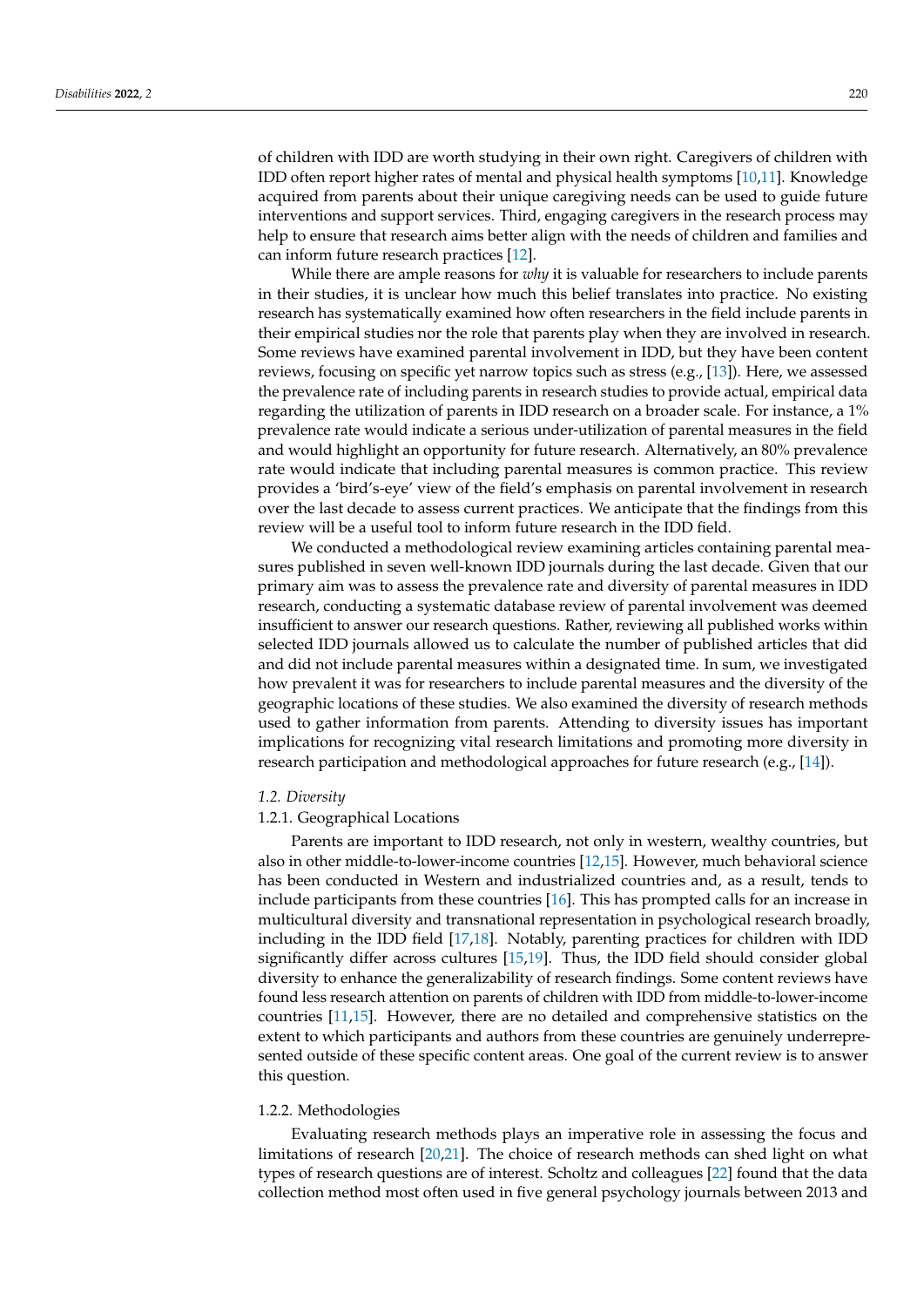of children with IDD are worth studying in their own right. Caregivers of children with IDD often report higher rates of mental and physical health symptoms [10,11]. Knowledge acquired from parents about their unique caregiving needs can be used to guide future interventions and support services. Third, engaging caregivers in the research process may help to ensure that research aims better align with the needs of children and families and can inform future research practices [12].

While there are ample reasons for *why* it is valuable for researchers to include parents in their studies, it is unclear how much this belief translates into practice. No existing research has systematically examined how often researchers in the field include parents in their empirical studies nor the role that parents play when they are involved in research. Some reviews have examined parental involvement in IDD, but they have been content reviews, focusing on specific yet narrow topics such as stress (e.g., [13]). Here, we assessed the prevalence rate of including parents in research studies to provide actual, empirical data regarding the utilization of parents in IDD research on a broader scale. For instance, a 1% prevalence rate would indicate a serious under-utilization of parental measures in the field and would highlight an opportunity for future research. Alternatively, an 80% prevalence rate would indicate that including parental measures is common practice. This review provides a 'bird's-eye' view of the field's emphasis on parental involvement in research over the last decade to assess current practices. We anticipate that the findings from this review will be a useful tool to inform future research in the IDD field.

We conducted a methodological review examining articles containing parental measures published in seven well-known IDD journals during the last decade. Given that our primary aim was to assess the prevalence rate and diversity of parental measures in IDD research, conducting a systematic database review of parental involvement was deemed insufficient to answer our research questions. Rather, reviewing all published works within selected IDD journals allowed us to calculate the number of published articles that did and did not include parental measures within a designated time. In sum, we investigated how prevalent it was for researchers to include parental measures and the diversity of the geographic locations of these studies. We also examined the diversity of research methods used to gather information from parents. Attending to diversity issues has important implications for recognizing vital research limitations and promoting more diversity in research participation and methodological approaches for future research (e.g., [14]).

## 1.2. Diversity

### 1.2.1. Geographical Locations

Parents are important to IDD research, not only in western, wealthy countries, but also in other middle-to-lower-income countries [12,15]. However, much behavioral science has been conducted in Western and industrialized countries and, as a result, tends to include participants from these countries [16]. This has prompted calls for an increase in multicultural diversity and transnational representation in psychological research broadly, including in the IDD field [17,18]. Notably, parenting practices for children with IDD significantly differ across cultures [15,19]. Thus, the IDD field should consider global diversity to enhance the generalizability of research findings. Some content reviews have found less research attention on parents of children with IDD from middle-to-lower-income countries [11,15]. However, there are no detailed and comprehensive statistics on the extent to which participants and authors from these countries are genuinely underrepresented outside of these specific content areas. One goal of the current review is to answer this question.

### 1.2.2. Methodologies

Evaluating research methods plays an imperative role in assessing the focus and limitations of research [20,21]. The choice of research methods can shed light on what types of research questions are of interest. Scholtz and colleagues [22] found that the data collection method most often used in five general psychology journals between 2013 and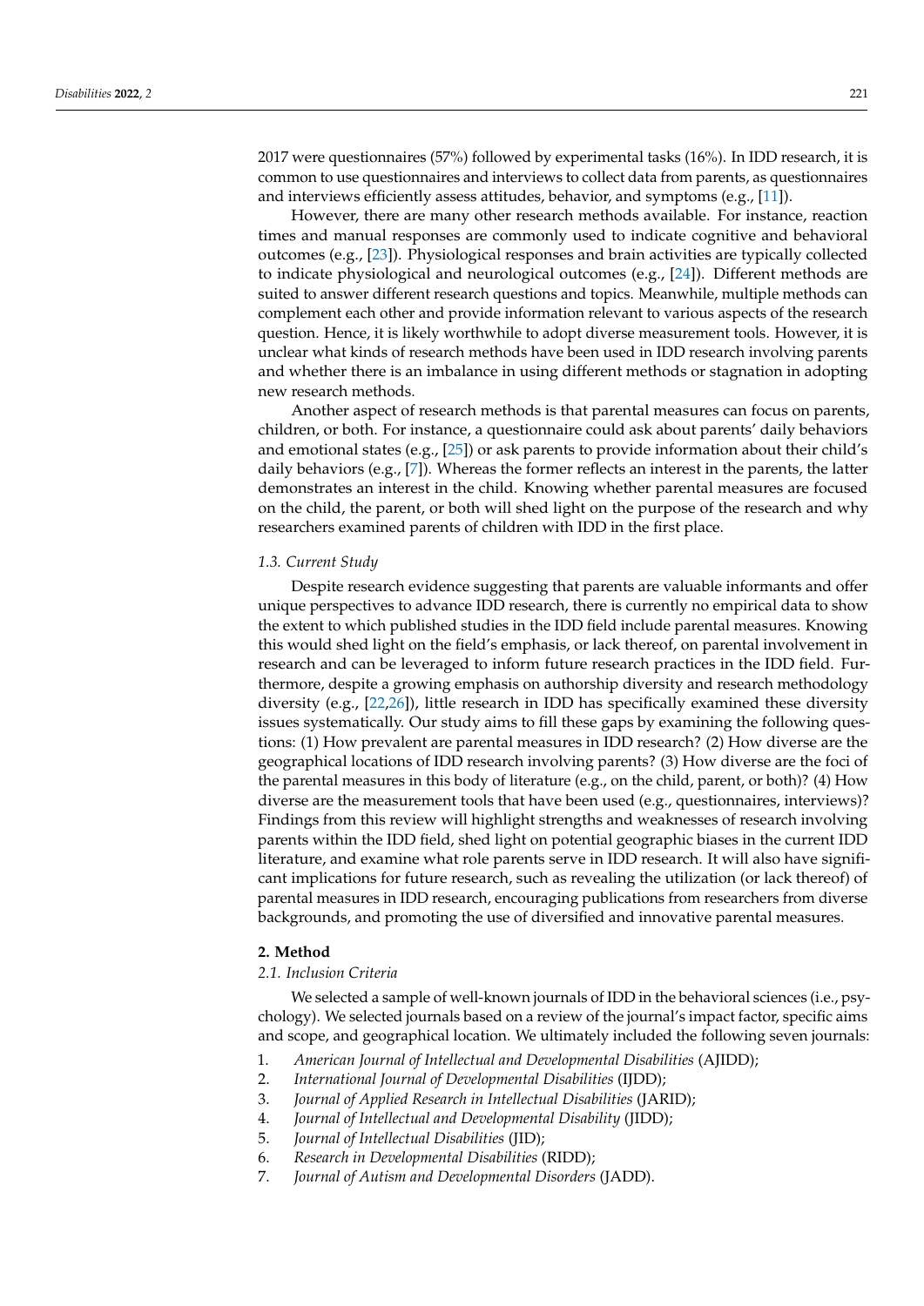2017 were questionnaires (57%) followed by experimental tasks (16%). In IDD research, it is common to use questionnaires and interviews to collect data from parents, as questionnaires and interviews efficiently assess attitudes, behavior, and symptoms (e.g., [11]).

However, there are many other research methods available. For instance, reaction times and manual responses are commonly used to indicate cognitive and behavioral outcomes (e.g., [23]). Physiological responses and brain activities are typically collected to indicate physiological and neurological outcomes (e.g., [24]). Different methods are suited to answer different research questions and topics. Meanwhile, multiple methods can complement each other and provide information relevant to various aspects of the research question. Hence, it is likely worthwhile to adopt diverse measurement tools. However, it is unclear what kinds of research methods have been used in IDD research involving parents and whether there is an imbalance in using different methods or stagnation in adopting new research methods.

Another aspect of research methods is that parental measures can focus on parents, children, or both. For instance, a questionnaire could ask about parents' daily behaviors and emotional states (e.g., [25]) or ask parents to provide information about their child's daily behaviors (e.g., [7]). Whereas the former reflects an interest in the parents, the latter demonstrates an interest in the child. Knowing whether parental measures are focused on the child, the parent, or both will shed light on the purpose of the research and why researchers examined parents of children with IDD in the first place.

### 1.3. Current Study

Despite research evidence suggesting that parents are valuable informants and offer unique perspectives to advance IDD research, there is currently no empirical data to show the extent to which published studies in the IDD field include parental measures. Knowing this would shed light on the field's emphasis, or lack thereof, on parental involvement in research and can be leveraged to inform future research practices in the IDD field. Furthermore, despite a growing emphasis on authorship diversity and research methodology diversity (e.g., [22,26]), little research in IDD has specifically examined these diversity issues systematically. Our study aims to fill these gaps by examining the following questions: (1) How prevalent are parental measures in IDD research? (2) How diverse are the geographical locations of IDD research involving parents? (3) How diverse are the foci of the parental measures in this body of literature (e.g., on the child, parent, or both)? (4) How diverse are the measurement tools that have been used (e.g., questionnaires, interviews)? Findings from this review will highlight strengths and weaknesses of research involving parents within the IDD field, shed light on potential geographic biases in the current IDD literature, and examine what role parents serve in IDD research. It will also have significant implications for future research, such as revealing the utilization (or lack thereof) of parental measures in IDD research, encouraging publications from researchers from diverse backgrounds, and promoting the use of diversified and innovative parental measures.

## 2. Method

### 2.1. Inclusion Criteria

We selected a sample of well-known journals of IDD in the behavioral sciences (i.e., psychology). We selected journals based on a review of the journal's impact factor, specific aims and scope, and geographical location. We ultimately included the following seven journals:

1. *American Journal of Intellectual and Developmental Disabilities* (AJIDD);
2. *International Journal of Developmental Disabilities* (IJDD);
3. *Journal of Applied Research in Intellectual Disabilities* (JARID);
4. *Journal of Intellectual and Developmental Disability* (JIDD);
5. *Journal of Intellectual Disabilities* (JID);
6. *Research in Developmental Disabilities* (RIDD);
7. *Journal of Autism and Developmental Disorders* (JADD).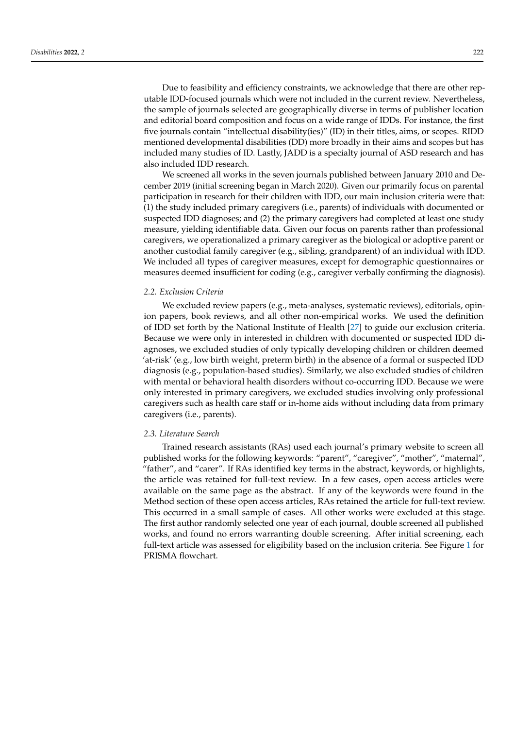Due to feasibility and efficiency constraints, we acknowledge that there are other reputable IDD-focused journals which were not included in the current review. Nevertheless, the sample of journals selected are geographically diverse in terms of publisher location and editorial board composition and focus on a wide range of IDDs. For instance, the first five journals contain "intellectual disability(ies)" (ID) in their titles, aims, or scopes. RIDD mentioned developmental disabilities (DD) more broadly in their aims and scopes but has included many studies of ID. Lastly, JADD is a specialty journal of ASD research and has also included IDD research.

We screened all works in the seven journals published between January 2010 and December 2019 (initial screening began in March 2020). Given our primarily focus on parental participation in research for their children with IDD, our main inclusion criteria were that: (1) the study included primary caregivers (i.e., parents) of individuals with documented or suspected IDD diagnoses; and (2) the primary caregivers had completed at least one study measure, yielding identifiable data. Given our focus on parents rather than professional caregivers, we operationalized a primary caregiver as the biological or adoptive parent or another custodial family caregiver (e.g., sibling, grandparent) of an individual with IDD. We included all types of caregiver measures, except for demographic questionnaires or measures deemed insufficient for coding (e.g., caregiver verbally confirming the diagnosis).

### *2.2. Exclusion Criteria*

We excluded review papers (e.g., meta-analyses, systematic reviews), editorials, opinion papers, book reviews, and all other non-empirical works. We used the definition of IDD set forth by the National Institute of Health [27] to guide our exclusion criteria. Because we were only in interested in children with documented or suspected IDD diagnoses, we excluded studies of only typically developing children or children deemed 'at-risk' (e.g., low birth weight, preterm birth) in the absence of a formal or suspected IDD diagnosis (e.g., population-based studies). Similarly, we also excluded studies of children with mental or behavioral health disorders without co-occurring IDD. Because we were only interested in primary caregivers, we excluded studies involving only professional caregivers such as health care staff or in-home aids without including data from primary caregivers (i.e., parents).

### *2.3. Literature Search*

Trained research assistants (RAs) used each journal's primary website to screen all published works for the following keywords: "parent", "caregiver", "mother", "maternal", "father", and "carer". If RAs identified key terms in the abstract, keywords, or highlights, the article was retained for full-text review. In a few cases, open access articles were available on the same page as the abstract. If any of the keywords were found in the Method section of these open access articles, RAs retained the article for full-text review. This occurred in a small sample of cases. All other works were excluded at this stage. The first author randomly selected one year of each journal, double screened all published works, and found no errors warranting double screening. After initial screening, each full-text article was assessed for eligibility based on the inclusion criteria. See Figure 1 for PRISMA flowchart.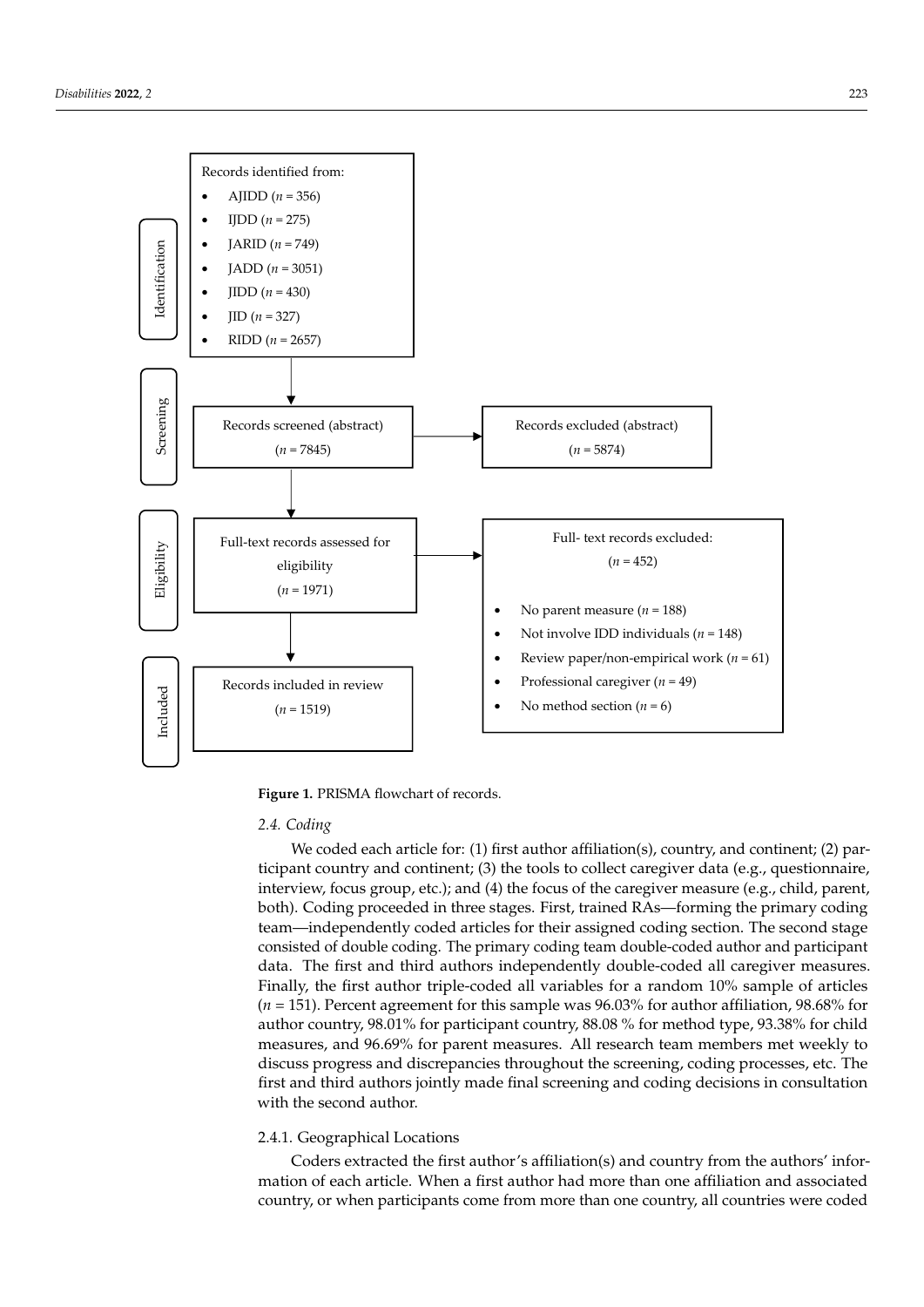Records identified from:

- AJIDD ($n$ = 356)
- IJDD ($n$ = 275)
- JARID ($n$ = 749)
- JADD ($n$ = 3051)
- JIDD ($n$ = 430)
- JID ($n$ = 327)
- RIDD ($n$ = 2657)

Identification

Screening

Records screened (abstract) ($n$ = 7845)

Records excluded (abstract) ($n$ = 5874)

Eligibility

Full-text records assessed for eligibility ($n$ = 1971)

Full- text records excluded: ($n$ = 452)

- No parent measure ($n$ = 188)
- Not involve IDD individuals ($n$ = 148)
- Review paper/non-empirical work ($n$ = 61)
- Professional caregiver ($n$ = 49)
- No method section ($n$ = 6)

Included

Records included in review ($n$ = 1519)

**Figure 1.** PRISMA flowchart of records.

### *2.4. Coding*

We coded each article for: (1) first author affiliation(s), country, and continent; (2) participant country and continent; (3) the tools to collect caregiver data (e.g., questionnaire, interview, focus group, etc.); and (4) the focus of the caregiver measure (e.g., child, parent, both). Coding proceeded in three stages. First, trained RAs—forming the primary coding team—independently coded articles for their assigned coding section. The second stage consisted of double coding. The primary coding team double-coded author and participant data. The first and third authors independently double-coded all caregiver measures. Finally, the first author triple-coded all variables for a random 10% sample of articles ($n$ = 151). Percent agreement for this sample was 96.03% for author affiliation, 98.68% for author country, 98.01% for participant country, 88.08 % for method type, 93.38% for child measures, and 96.69% for parent measures. All research team members met weekly to discuss progress and discrepancies throughout the screening, coding processes, etc. The first and third authors jointly made final screening and coding decisions in consultation with the second author.

#### 2.4.1. Geographical Locations

Coders extracted the first author's affiliation(s) and country from the authors' information of each article. When a first author had more than one affiliation and associated country, or when participants come from more than one country, all countries were coded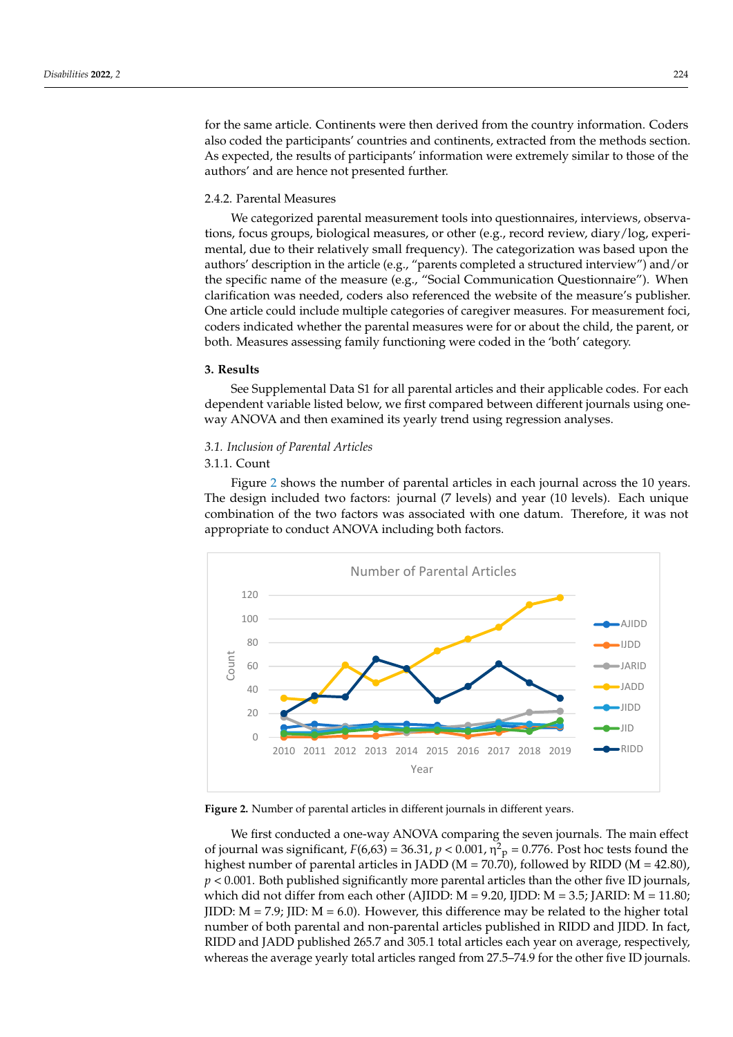for the same article. Continents were then derived from the country information. Coders also coded the participants' countries and continents, extracted from the methods section. As expected, the results of participants' information were extremely similar to those of the authors' and are hence not presented further.

#### 2.4.2. Parental Measures

We categorized parental measurement tools into questionnaires, interviews, observations, focus groups, biological measures, or other (e.g., record review, diary/log, experimental, due to their relatively small frequency). The categorization was based upon the authors' description in the article (e.g., "parents completed a structured interview") and/or the specific name of the measure (e.g., "Social Communication Questionnaire"). When clarification was needed, coders also referenced the website of the measure's publisher. One article could include multiple categories of caregiver measures. For measurement foci, coders indicated whether the parental measures were for or about the child, the parent, or both. Measures assessing family functioning were coded in the 'both' category.

## 3. Results

See Supplemental Data S1 for all parental articles and their applicable codes. For each dependent variable listed below, we first compared between different journals using one-way ANOVA and then examined its yearly trend using regression analyses.

### *3.1. Inclusion of Parental Articles*

#### 3.1.1. Count

Figure 2 shows the number of parental articles in each journal across the 10 years. The design included two factors: journal (7 levels) and year (10 levels). Each unique combination of the two factors was associated with one datum. Therefore, it was not appropriate to conduct ANOVA including both factors.

**Figure 2.** Number of parental articles in different journals in different years.

We first conducted a one-way ANOVA comparing the seven journals. The main effect of journal was significant, $F(6,63) = 36.31$, $p < 0.001$, $\eta^2_p = 0.776$. Post hoc tests found the highest number of parental articles in JADD (M = 70.70), followed by RIDD (M = 42.80), $p < 0.001$. Both published significantly more parental articles than the other five ID journals, which did not differ from each other (AJIDD: M = 9.20, IJDD: M = 3.5; JARID: M = 11.80; JIDD: M = 7.9; JID: M = 6.0). However, this difference may be related to the higher total number of both parental and non-parental articles published in RIDD and JIDD. In fact, RIDD and JADD published 265.7 and 305.1 total articles each year on average, respectively, whereas the average yearly total articles ranged from 27.5–74.9 for the other five ID journals.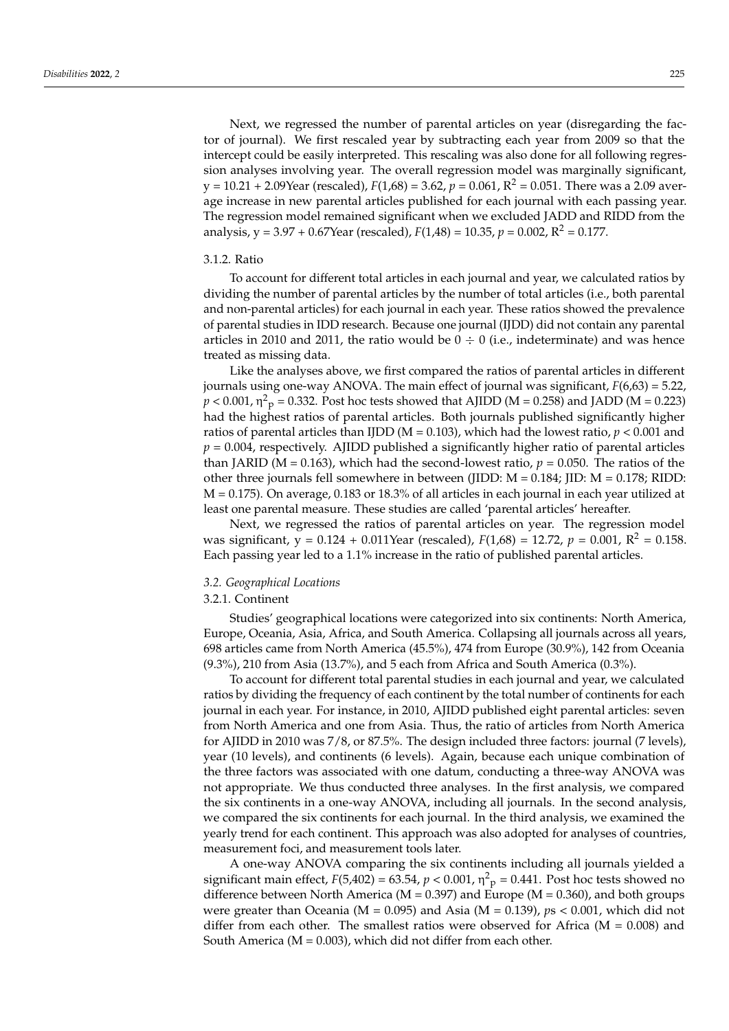Next, we regressed the number of parental articles on year (disregarding the factor of journal). We first rescaled year by subtracting each year from 2009 so that the intercept could be easily interpreted. This rescaling was also done for all following regression analyses involving year. The overall regression model was marginally significant, y = 10.21 + 2.09Year (rescaled), $F(1,68) = 3.62$, $p = 0.061$, $R^2 = 0.051$. There was a 2.09 average increase in new parental articles published for each journal with each passing year. The regression model remained significant when we excluded JADD and RIDD from the analysis, y = 3.97 + 0.67Year (rescaled), $F(1,48) = 10.35$, $p = 0.002$, $R^2 = 0.177$.

#### 3.1.2. Ratio

To account for different total articles in each journal and year, we calculated ratios by dividing the number of parental articles by the number of total articles (i.e., both parental and non-parental articles) for each journal in each year. These ratios showed the prevalence of parental studies in IDD research. Because one journal (IJDD) did not contain any parental articles in 2010 and 2011, the ratio would be $0 \div 0$ (i.e., indeterminate) and was hence treated as missing data.

Like the analyses above, we first compared the ratios of parental articles in different journals using one-way ANOVA. The main effect of journal was significant, $F(6,63) = 5.22$, $p < 0.001$, $\eta^2_p = 0.332$. Post hoc tests showed that AJIDD (M = 0.258) and JADD (M = 0.223) had the highest ratios of parental articles. Both journals published significantly higher ratios of parental articles than IJDD (M = 0.103), which had the lowest ratio, $p < 0.001$ and $p = 0.004$, respectively. AJIDD published a significantly higher ratio of parental articles than JARID (M = 0.163), which had the second-lowest ratio, $p = 0.050$. The ratios of the other three journals fell somewhere in between (JIDD: M = 0.184; JID: M = 0.178; RIDD: M = 0.175). On average, 0.183 or 18.3% of all articles in each journal in each year utilized at least one parental measure. These studies are called 'parental articles' hereafter.

Next, we regressed the ratios of parental articles on year. The regression model was significant, y = 0.124 + 0.011Year (rescaled), $F(1,68) = 12.72$, $p = 0.001$, $R^2 = 0.158$. Each passing year led to a 1.1% increase in the ratio of published parental articles.

### *3.2. Geographical Locations*

#### 3.2.1. Continent

Studies' geographical locations were categorized into six continents: North America, Europe, Oceania, Asia, Africa, and South America. Collapsing all journals across all years, 698 articles came from North America (45.5%), 474 from Europe (30.9%), 142 from Oceania (9.3%), 210 from Asia (13.7%), and 5 each from Africa and South America (0.3%).

To account for different total parental studies in each journal and year, we calculated ratios by dividing the frequency of each continent by the total number of continents for each journal in each year. For instance, in 2010, AJIDD published eight parental articles: seven from North America and one from Asia. Thus, the ratio of articles from North America for AJIDD in 2010 was 7/8, or 87.5%. The design included three factors: journal (7 levels), year (10 levels), and continents (6 levels). Again, because each unique combination of the three factors was associated with one datum, conducting a three-way ANOVA was not appropriate. We thus conducted three analyses. In the first analysis, we compared the six continents in a one-way ANOVA, including all journals. In the second analysis, we compared the six continents for each journal. In the third analysis, we examined the yearly trend for each continent. This approach was also adopted for analyses of countries, measurement foci, and measurement tools later.

A one-way ANOVA comparing the six continents including all journals yielded a significant main effect, $F(5,402) = 63.54$, $p < 0.001$, $\eta^2_p = 0.441$. Post hoc tests showed no difference between North America (M = 0.397) and Europe (M = 0.360), and both groups were greater than Oceania (M = 0.095) and Asia (M = 0.139), $ps < 0.001$, which did not differ from each other. The smallest ratios were observed for Africa (M = 0.008) and South America (M = 0.003), which did not differ from each other.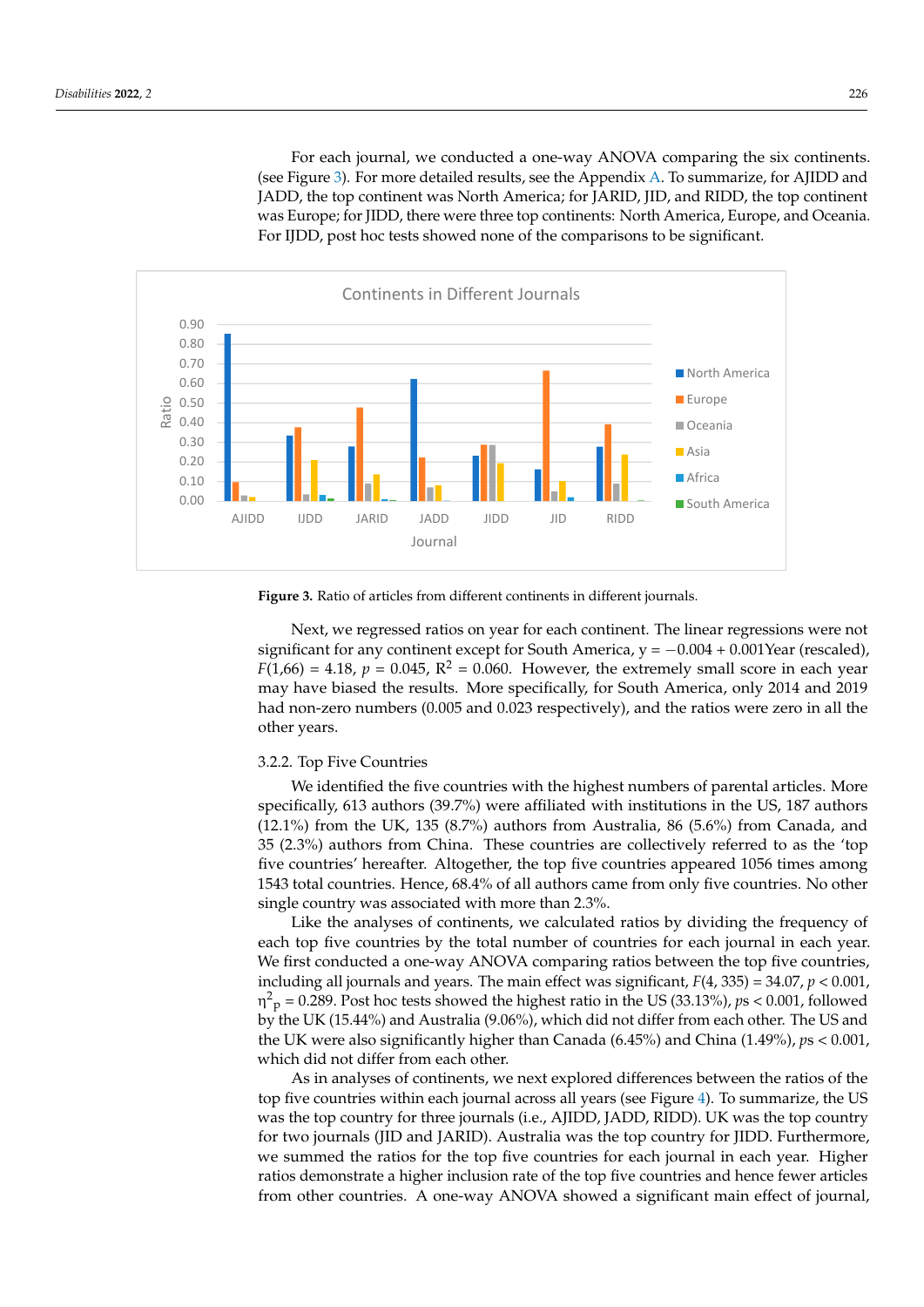For each journal, we conducted a one-way ANOVA comparing the six continents. (see Figure 3). For more detailed results, see the Appendix A. To summarize, for AJIDD and JADD, the top continent was North America; for JARID, JID, and RIDD, the top continent was Europe; for JIDD, there were three top continents: North America, Europe, and Oceania. For IJDD, post hoc tests showed none of the comparisons to be significant.

**Figure 3.** Ratio of articles from different continents in different journals.

Next, we regressed ratios on year for each continent. The linear regressions were not significant for any continent except for South America, y = −0.004 + 0.001Year (rescaled), $F(1,66) = 4.18$, $p = 0.045$, $R^2 = 0.060$. However, the extremely small score in each year may have biased the results. More specifically, for South America, only 2014 and 2019 had non-zero numbers (0.005 and 0.023 respectively), and the ratios were zero in all the other years.

### 3.2.2. Top Five Countries

We identified the five countries with the highest numbers of parental articles. More specifically, 613 authors (39.7%) were affiliated with institutions in the US, 187 authors (12.1%) from the UK, 135 (8.7%) authors from Australia, 86 (5.6%) from Canada, and 35 (2.3%) authors from China. These countries are collectively referred to as the 'top five countries' hereafter. Altogether, the top five countries appeared 1056 times among 1543 total countries. Hence, 68.4% of all authors came from only five countries. No other single country was associated with more than 2.3%.

Like the analyses of continents, we calculated ratios by dividing the frequency of each top five countries by the total number of countries for each journal in each year. We first conducted a one-way ANOVA comparing ratios between the top five countries, including all journals and years. The main effect was significant, $F(4, 335) = 34.07$, $p < 0.001$, $\eta^2_p = 0.289$. Post hoc tests showed the highest ratio in the US (33.13%), $ps < 0.001$, followed by the UK (15.44%) and Australia (9.06%), which did not differ from each other. The US and the UK were also significantly higher than Canada (6.45%) and China (1.49%), $ps < 0.001$, which did not differ from each other.

As in analyses of continents, we next explored differences between the ratios of the top five countries within each journal across all years (see Figure 4). To summarize, the US was the top country for three journals (i.e., AJIDD, JADD, RIDD). UK was the top country for two journals (JID and JARID). Australia was the top country for JIDD. Furthermore, we summed the ratios for the top five countries for each journal in each year. Higher ratios demonstrate a higher inclusion rate of the top five countries and hence fewer articles from other countries. A one-way ANOVA showed a significant main effect of journal,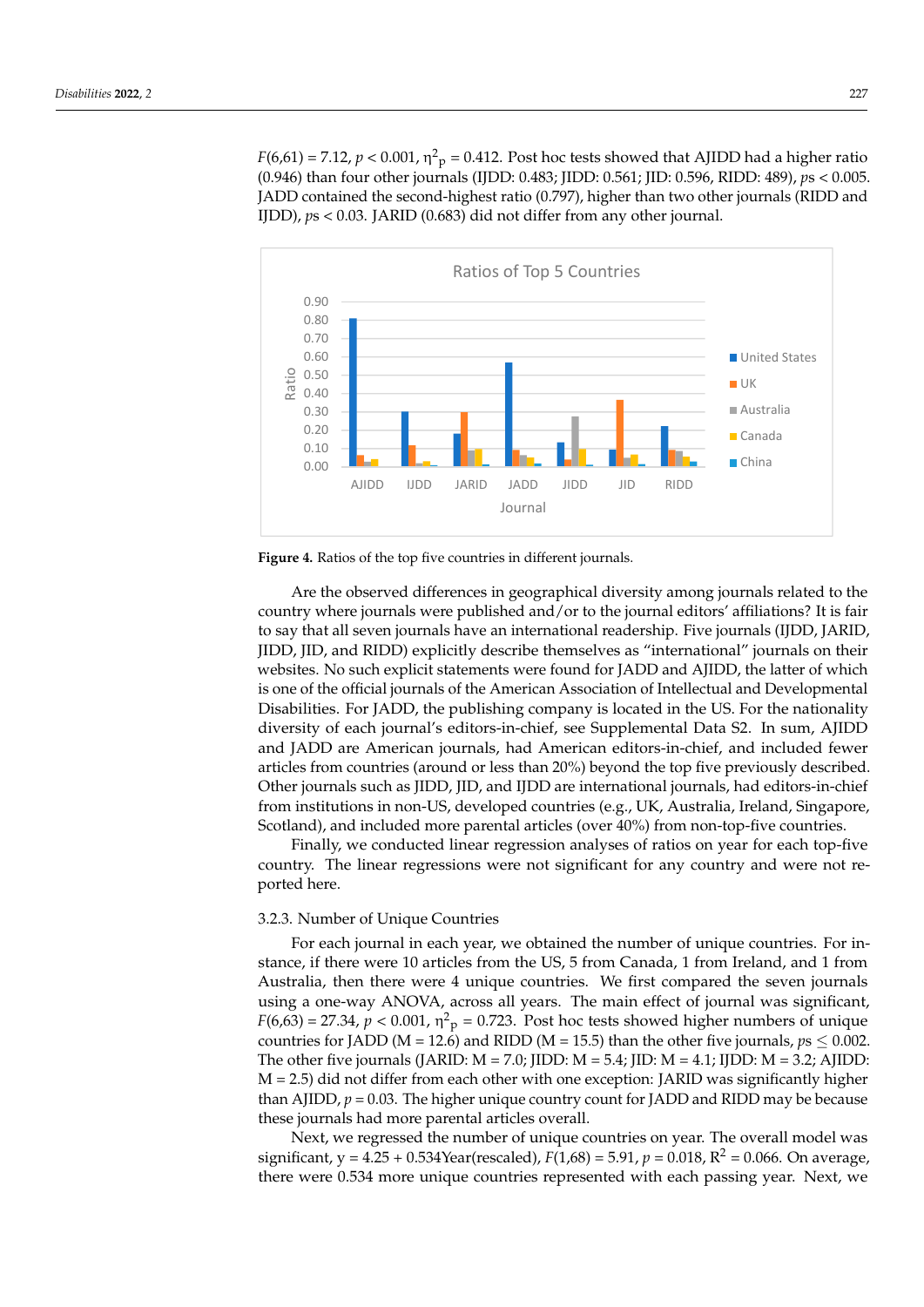$F(6,61) = 7.12$, $p < 0.001$, $\eta^2_p = 0.412$. Post hoc tests showed that AJIDD had a higher ratio (0.946) than four other journals (IJDD: 0.483; JIDD: 0.561; JID: 0.596, RIDD: 489), $ps < 0.005$. JADD contained the second-highest ratio (0.797), higher than two other journals (RIDD and IJDD), $ps < 0.03$. JARID (0.683) did not differ from any other journal.

**Figure 4.** Ratios of the top five countries in different journals.

Are the observed differences in geographical diversity among journals related to the country where journals were published and/or to the journal editors' affiliations? It is fair to say that all seven journals have an international readership. Five journals (IJDD, JARID, JIDD, JID, and RIDD) explicitly describe themselves as "international" journals on their websites. No such explicit statements were found for JADD and AJIDD, the latter of which is one of the official journals of the American Association of Intellectual and Developmental Disabilities. For JADD, the publishing company is located in the US. For the nationality diversity of each journal's editors-in-chief, see Supplemental Data S2. In sum, AJIDD and JADD are American journals, had American editors-in-chief, and included fewer articles from countries (around or less than 20%) beyond the top five previously described. Other journals such as JIDD, JID, and IJDD are international journals, had editors-in-chief from institutions in non-US, developed countries (e.g., UK, Australia, Ireland, Singapore, Scotland), and included more parental articles (over 40%) from non-top-five countries.

Finally, we conducted linear regression analyses of ratios on year for each top-five country. The linear regressions were not significant for any country and were not reported here.

### 3.2.3. Number of Unique Countries

For each journal in each year, we obtained the number of unique countries. For instance, if there were 10 articles from the US, 5 from Canada, 1 from Ireland, and 1 from Australia, then there were 4 unique countries. We first compared the seven journals using a one-way ANOVA, across all years. The main effect of journal was significant, $F(6,63) = 27.34$, $p < 0.001$, $\eta^2_p = 0.723$. Post hoc tests showed higher numbers of unique countries for JADD (M = 12.6) and RIDD (M = 15.5) than the other five journals, $ps \leq 0.002$. The other five journals (JARID: M = 7.0; JIDD: M = 5.4; JID: M = 4.1; IJDD: M = 3.2; AJIDD: M = 2.5) did not differ from each other with one exception: JARID was significantly higher than AJIDD, $p = 0.03$. The higher unique country count for JADD and RIDD may be because these journals had more parental articles overall.

Next, we regressed the number of unique countries on year. The overall model was significant, $y = 4.25 + 0.534\text{Year(rescaled)}$, $F(1,68) = 5.91$, $p = 0.018$, $R^2 = 0.066$. On average, there were 0.534 more unique countries represented with each passing year. Next, we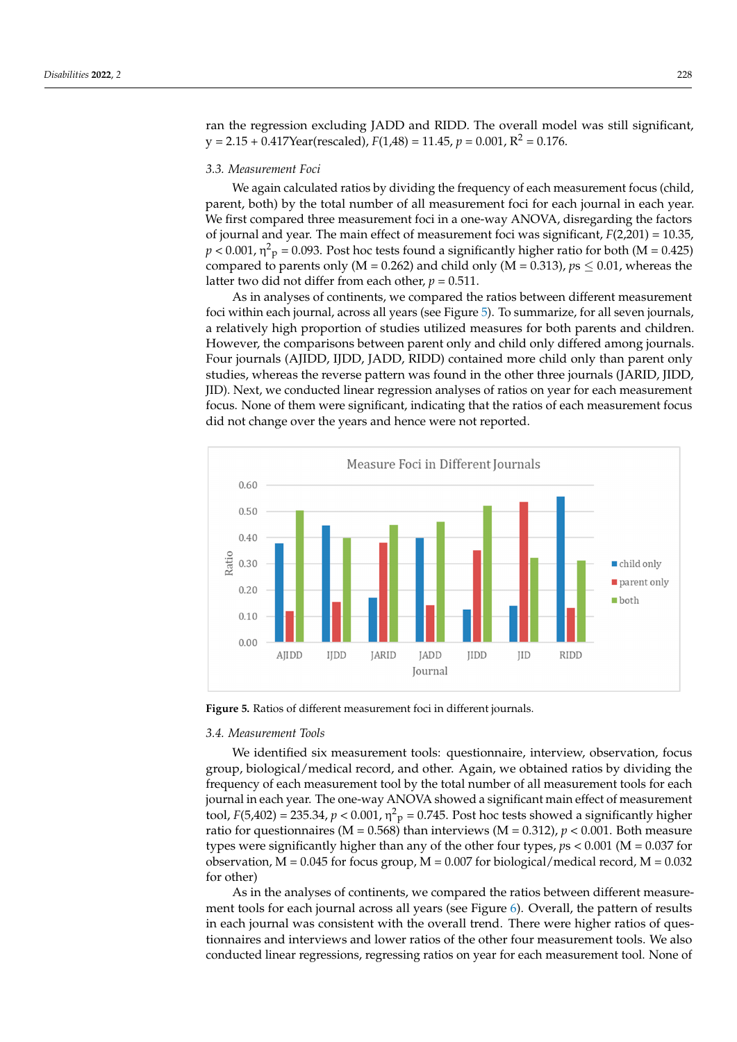ran the regression excluding JADD and RIDD. The overall model was still significant, y = 2.15 + 0.417Year(rescaled), $F(1,48) = 11.45$, $p = 0.001$, $R^2 = 0.176$.

### *3.3. Measurement Foci*

We again calculated ratios by dividing the frequency of each measurement focus (child, parent, both) by the total number of all measurement foci for each journal in each year. We first compared three measurement foci in a one-way ANOVA, disregarding the factors of journal and year. The main effect of measurement foci was significant, $F(2,201) = 10.35$, $p < 0.001$, $\eta^2_p = 0.093$. Post hoc tests found a significantly higher ratio for both (M = 0.425) compared to parents only (M = 0.262) and child only (M = 0.313), $ps \leq 0.01$, whereas the latter two did not differ from each other, $p = 0.511$.

As in analyses of continents, we compared the ratios between different measurement foci within each journal, across all years (see Figure 5). To summarize, for all seven journals, a relatively high proportion of studies utilized measures for both parents and children. However, the comparisons between parent only and child only differed among journals. Four journals (AJIDD, IJDD, JADD, RIDD) contained more child only than parent only studies, whereas the reverse pattern was found in the other three journals (JARID, JIDD, JID). Next, we conducted linear regression analyses of ratios on year for each measurement focus. None of them were significant, indicating that the ratios of each measurement focus did not change over the years and hence were not reported.

**Figure 5.** Ratios of different measurement foci in different journals.

### *3.4. Measurement Tools*

We identified six measurement tools: questionnaire, interview, observation, focus group, biological/medical record, and other. Again, we obtained ratios by dividing the frequency of each measurement tool by the total number of all measurement tools for each journal in each year. The one-way ANOVA showed a significant main effect of measurement tool, $F(5,402) = 235.34$, $p < 0.001$, $\eta^2_p = 0.745$. Post hoc tests showed a significantly higher ratio for questionnaires (M = 0.568) than interviews (M = 0.312), $p < 0.001$. Both measure types were significantly higher than any of the other four types, $ps < 0.001$ (M = 0.037 for observation, M = 0.045 for focus group, M = 0.007 for biological/medical record, M = 0.032 for other)

As in the analyses of continents, we compared the ratios between different measurement tools for each journal across all years (see Figure 6). Overall, the pattern of results in each journal was consistent with the overall trend. There were higher ratios of questionnaires and interviews and lower ratios of the other four measurement tools. We also conducted linear regressions, regressing ratios on year for each measurement tool. None of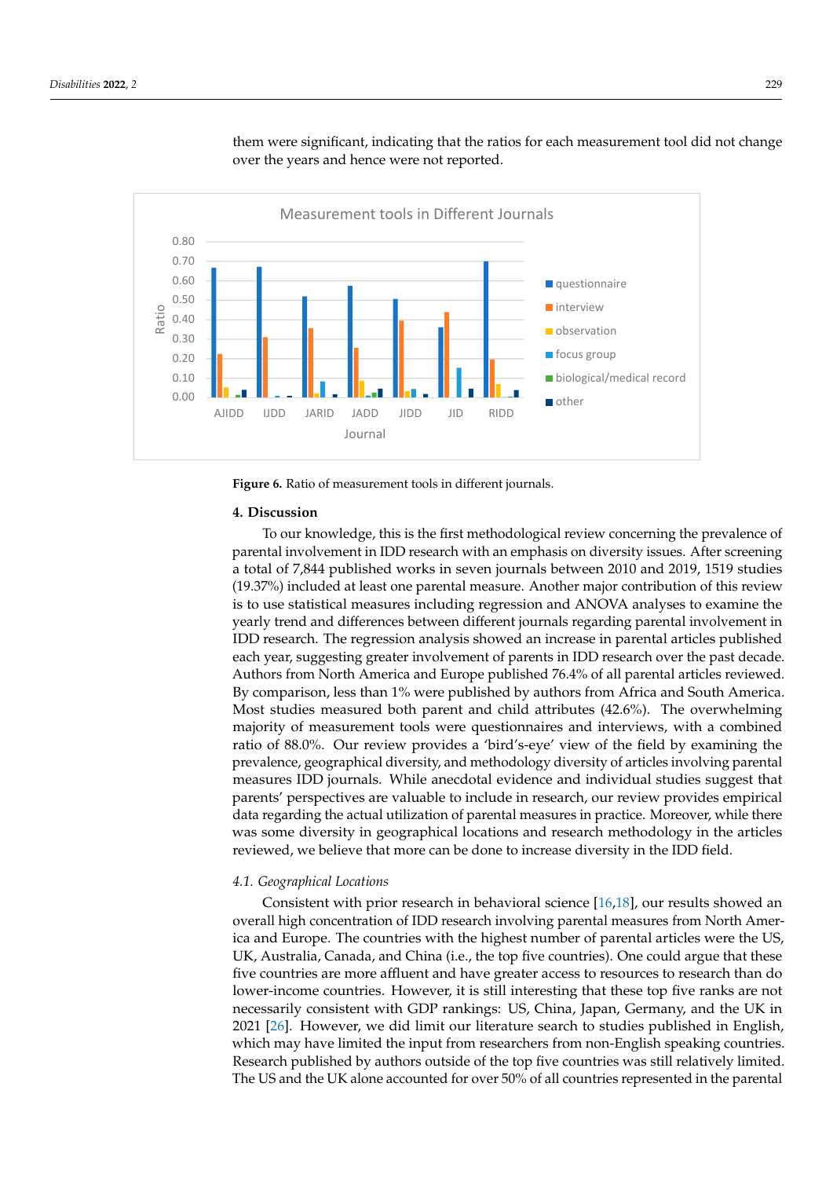them were significant, indicating that the ratios for each measurement tool did not change over the years and hence were not reported.

**Figure 6.** Ratio of measurement tools in different journals.

## 4. Discussion

To our knowledge, this is the first methodological review concerning the prevalence of parental involvement in IDD research with an emphasis on diversity issues. After screening a total of 7,844 published works in seven journals between 2010 and 2019, 1519 studies (19.37%) included at least one parental measure. Another major contribution of this review is to use statistical measures including regression and ANOVA analyses to examine the yearly trend and differences between different journals regarding parental involvement in IDD research. The regression analysis showed an increase in parental articles published each year, suggesting greater involvement of parents in IDD research over the past decade. Authors from North America and Europe published 76.4% of all parental articles reviewed. By comparison, less than 1% were published by authors from Africa and South America. Most studies measured both parent and child attributes (42.6%). The overwhelming majority of measurement tools were questionnaires and interviews, with a combined ratio of 88.0%. Our review provides a 'bird's-eye' view of the field by examining the prevalence, geographical diversity, and methodology diversity of articles involving parental measures IDD journals. While anecdotal evidence and individual studies suggest that parents' perspectives are valuable to include in research, our review provides empirical data regarding the actual utilization of parental measures in practice. Moreover, while there was some diversity in geographical locations and research methodology in the articles reviewed, we believe that more can be done to increase diversity in the IDD field.

### *4.1. Geographical Locations*

Consistent with prior research in behavioral science [16,18], our results showed an overall high concentration of IDD research involving parental measures from North America and Europe. The countries with the highest number of parental articles were the US, UK, Australia, Canada, and China (i.e., the top five countries). One could argue that these five countries are more affluent and have greater access to resources to research than do lower-income countries. However, it is still interesting that these top five ranks are not necessarily consistent with GDP rankings: US, China, Japan, Germany, and the UK in 2021 [26]. However, we did limit our literature search to studies published in English, which may have limited the input from researchers from non-English speaking countries. Research published by authors outside of the top five countries was still relatively limited. The US and the UK alone accounted for over 50% of all countries represented in the parental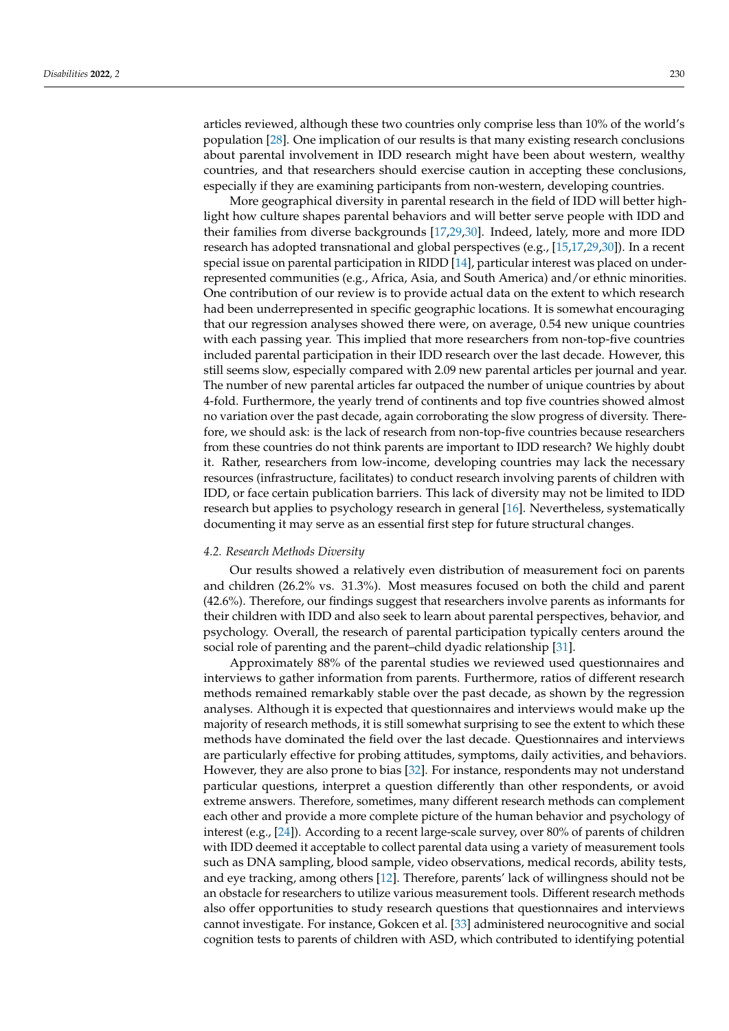articles reviewed, although these two countries only comprise less than 10% of the world's population [28]. One implication of our results is that many existing research conclusions about parental involvement in IDD research might have been about western, wealthy countries, and that researchers should exercise caution in accepting these conclusions, especially if they are examining participants from non-western, developing countries.

More geographical diversity in parental research in the field of IDD will better highlight how culture shapes parental behaviors and will better serve people with IDD and their families from diverse backgrounds [17,29,30]. Indeed, lately, more and more IDD research has adopted transnational and global perspectives (e.g., [15,17,29,30]). In a recent special issue on parental participation in RIDD [14], particular interest was placed on underrepresented communities (e.g., Africa, Asia, and South America) and/or ethnic minorities. One contribution of our review is to provide actual data on the extent to which research had been underrepresented in specific geographic locations. It is somewhat encouraging that our regression analyses showed there were, on average, 0.54 new unique countries with each passing year. This implied that more researchers from non-top-five countries included parental participation in their IDD research over the last decade. However, this still seems slow, especially compared with 2.09 new parental articles per journal and year. The number of new parental articles far outpaced the number of unique countries by about 4-fold. Furthermore, the yearly trend of continents and top five countries showed almost no variation over the past decade, again corroborating the slow progress of diversity. Therefore, we should ask: is the lack of research from non-top-five countries because researchers from these countries do not think parents are important to IDD research? We highly doubt it. Rather, researchers from low-income, developing countries may lack the necessary resources (infrastructure, facilitates) to conduct research involving parents of children with IDD, or face certain publication barriers. This lack of diversity may not be limited to IDD research but applies to psychology research in general [16]. Nevertheless, systematically documenting it may serve as an essential first step for future structural changes.

### 4.2. Research Methods Diversity

Our results showed a relatively even distribution of measurement foci on parents and children (26.2% vs. 31.3%). Most measures focused on both the child and parent (42.6%). Therefore, our findings suggest that researchers involve parents as informants for their children with IDD and also seek to learn about parental perspectives, behavior, and psychology. Overall, the research of parental participation typically centers around the social role of parenting and the parent–child dyadic relationship [31].

Approximately 88% of the parental studies we reviewed used questionnaires and interviews to gather information from parents. Furthermore, ratios of different research methods remained remarkably stable over the past decade, as shown by the regression analyses. Although it is expected that questionnaires and interviews would make up the majority of research methods, it is still somewhat surprising to see the extent to which these methods have dominated the field over the last decade. Questionnaires and interviews are particularly effective for probing attitudes, symptoms, daily activities, and behaviors. However, they are also prone to bias [32]. For instance, respondents may not understand particular questions, interpret a question differently than other respondents, or avoid extreme answers. Therefore, sometimes, many different research methods can complement each other and provide a more complete picture of the human behavior and psychology of interest (e.g., [24]). According to a recent large-scale survey, over 80% of parents of children with IDD deemed it acceptable to collect parental data using a variety of measurement tools such as DNA sampling, blood sample, video observations, medical records, ability tests, and eye tracking, among others [12]. Therefore, parents' lack of willingness should not be an obstacle for researchers to utilize various measurement tools. Different research methods also offer opportunities to study research questions that questionnaires and interviews cannot investigate. For instance, Gokcen et al. [33] administered neurocognitive and social cognition tests to parents of children with ASD, which contributed to identifying potential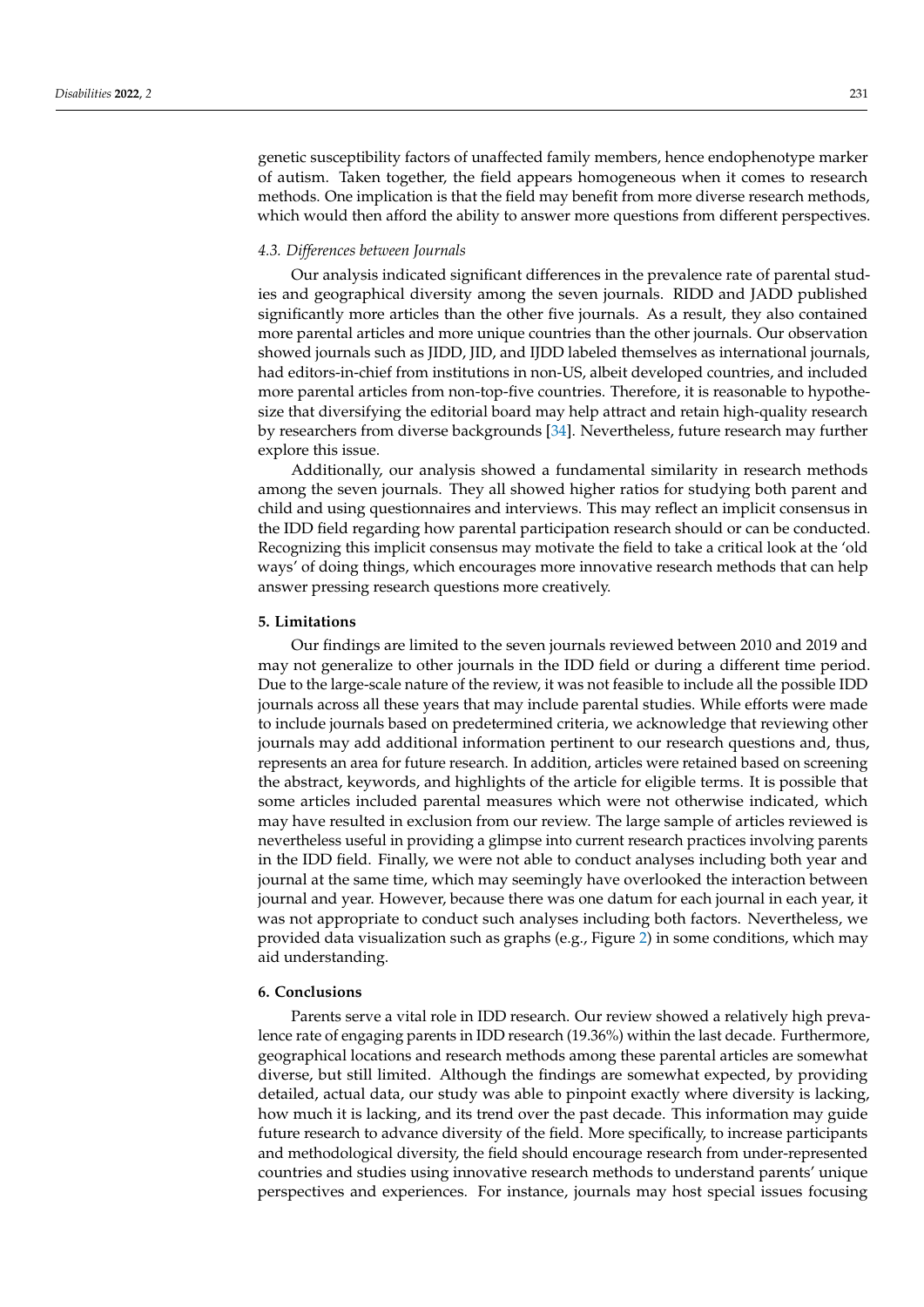genetic susceptibility factors of unaffected family members, hence endophenotype marker of autism. Taken together, the field appears homogeneous when it comes to research methods. One implication is that the field may benefit from more diverse research methods, which would then afford the ability to answer more questions from different perspectives.

### 4.3. Differences between Journals

Our analysis indicated significant differences in the prevalence rate of parental studies and geographical diversity among the seven journals. RIDD and JADD published significantly more articles than the other five journals. As a result, they also contained more parental articles and more unique countries than the other journals. Our observation showed journals such as JIDD, JID, and IJDD labeled themselves as international journals, had editors-in-chief from institutions in non-US, albeit developed countries, and included more parental articles from non-top-five countries. Therefore, it is reasonable to hypothesize that diversifying the editorial board may help attract and retain high-quality research by researchers from diverse backgrounds [34]. Nevertheless, future research may further explore this issue.

Additionally, our analysis showed a fundamental similarity in research methods among the seven journals. They all showed higher ratios for studying both parent and child and using questionnaires and interviews. This may reflect an implicit consensus in the IDD field regarding how parental participation research should or can be conducted. Recognizing this implicit consensus may motivate the field to take a critical look at the 'old ways' of doing things, which encourages more innovative research methods that can help answer pressing research questions more creatively.

## 5. Limitations

Our findings are limited to the seven journals reviewed between 2010 and 2019 and may not generalize to other journals in the IDD field or during a different time period. Due to the large-scale nature of the review, it was not feasible to include all the possible IDD journals across all these years that may include parental studies. While efforts were made to include journals based on predetermined criteria, we acknowledge that reviewing other journals may add additional information pertinent to our research questions and, thus, represents an area for future research. In addition, articles were retained based on screening the abstract, keywords, and highlights of the article for eligible terms. It is possible that some articles included parental measures which were not otherwise indicated, which may have resulted in exclusion from our review. The large sample of articles reviewed is nevertheless useful in providing a glimpse into current research practices involving parents in the IDD field. Finally, we were not able to conduct analyses including both year and journal at the same time, which may seemingly have overlooked the interaction between journal and year. However, because there was one datum for each journal in each year, it was not appropriate to conduct such analyses including both factors. Nevertheless, we provided data visualization such as graphs (e.g., Figure 2) in some conditions, which may aid understanding.

## 6. Conclusions

Parents serve a vital role in IDD research. Our review showed a relatively high prevalence rate of engaging parents in IDD research (19.36%) within the last decade. Furthermore, geographical locations and research methods among these parental articles are somewhat diverse, but still limited. Although the findings are somewhat expected, by providing detailed, actual data, our study was able to pinpoint exactly where diversity is lacking, how much it is lacking, and its trend over the past decade. This information may guide future research to advance diversity of the field. More specifically, to increase participants and methodological diversity, the field should encourage research from under-represented countries and studies using innovative research methods to understand parents' unique perspectives and experiences. For instance, journals may host special issues focusing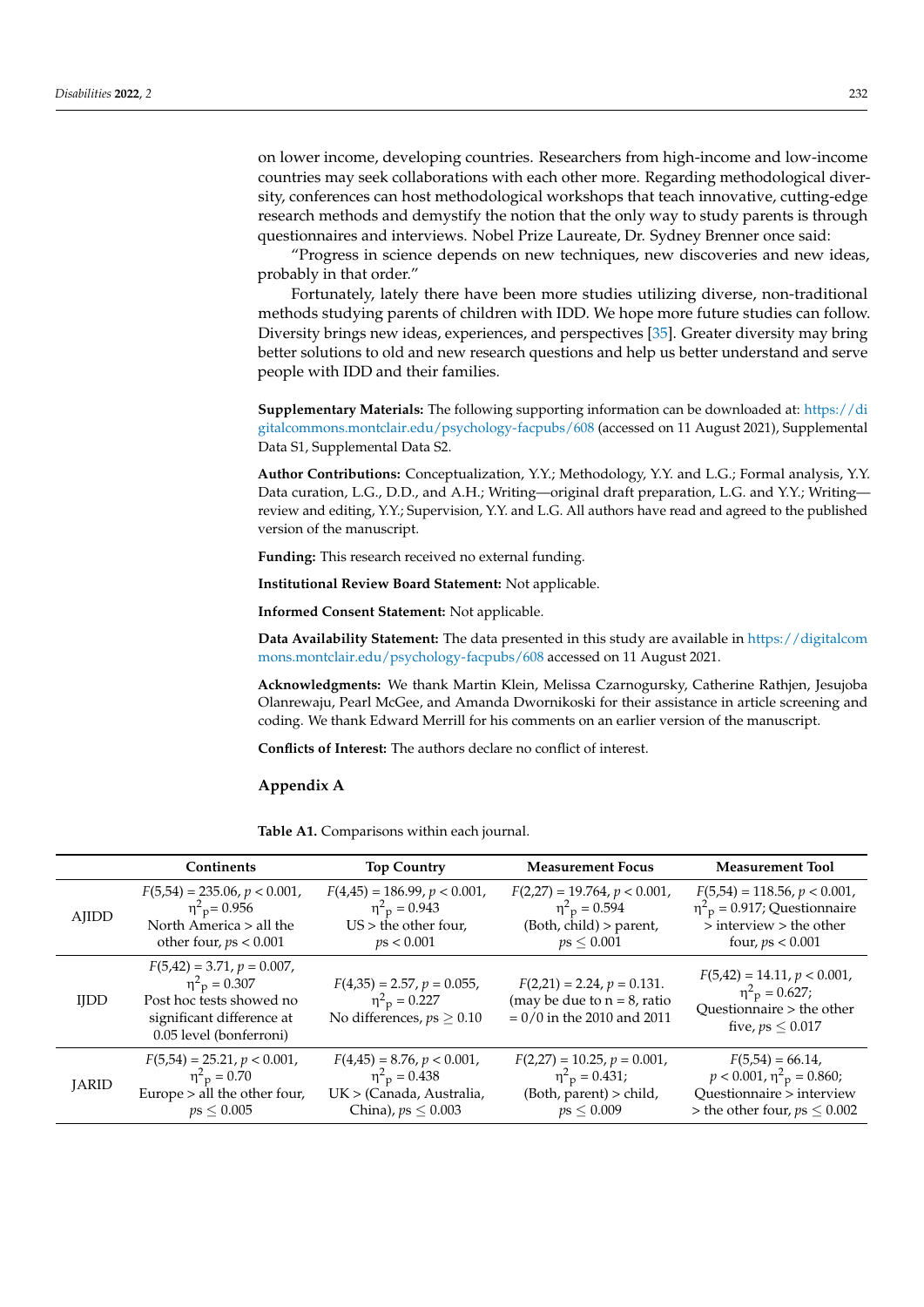on lower income, developing countries. Researchers from high-income and low-income countries may seek collaborations with each other more. Regarding methodological diversity, conferences can host methodological workshops that teach innovative, cutting-edge research methods and demystify the notion that the only way to study parents is through questionnaires and interviews. Nobel Prize Laureate, Dr. Sydney Brenner once said:

"Progress in science depends on new techniques, new discoveries and new ideas, probably in that order."

Fortunately, lately there have been more studies utilizing diverse, non-traditional methods studying parents of children with IDD. We hope more future studies can follow. Diversity brings new ideas, experiences, and perspectives [35]. Greater diversity may bring better solutions to old and new research questions and help us better understand and serve people with IDD and their families.

**Supplementary Materials:** The following supporting information can be downloaded at: https://digitalcommons.montclair.edu/psychology-facpubs/608 (accessed on 11 August 2021), Supplemental Data S1, Supplemental Data S2.

**Author Contributions:** Conceptualization, Y.Y.; Methodology, Y.Y. and L.G.; Formal analysis, Y.Y. Data curation, L.G., D.D., and A.H.; Writing—original draft preparation, L.G. and Y.Y.; Writing—review and editing, Y.Y.; Supervision, Y.Y. and L.G. All authors have read and agreed to the published version of the manuscript.

**Funding:** This research received no external funding.

**Institutional Review Board Statement:** Not applicable.

**Informed Consent Statement:** Not applicable.

**Data Availability Statement:** The data presented in this study are available in https://digitalcommons.montclair.edu/psychology-facpubs/608 accessed on 11 August 2021.

**Acknowledgments:** We thank Martin Klein, Melissa Czarnogursky, Catherine Rathjen, Jesujoba Olanrewaju, Pearl McGee, and Amanda Dwornikoski for their assistance in article screening and coding. We thank Edward Merrill for his comments on an earlier version of the manuscript.

**Conflicts of Interest:** The authors declare no conflict of interest.

## Appendix A

**Table A1.** Comparisons within each journal.

| | Continents | Top Country | Measurement Focus | Measurement Tool |
|---|---|---|---|---|
| AJIDD | $F(5,54) = 235.06$, $p < 0.001$, $\eta^2_p = 0.956$ North America > all the other four, $ps < 0.001$ | $F(4,45) = 186.99$, $p < 0.001$, $\eta^2_p = 0.943$ US > the other four, $ps < 0.001$ | $F(2,27) = 19.764$, $p < 0.001$, $\eta^2_p = 0.594$ (Both, child) > parent, $ps \leq 0.001$ | $F(5,54) = 118.56$, $p < 0.001$, $\eta^2_p = 0.917$; Questionnaire > interview > the other four, $ps < 0.001$ |
| IJDD | $F(5,42) = 3.71$, $p = 0.007$, $\eta^2_p = 0.307$ Post hoc tests showed no significant difference at 0.05 level (bonferroni) | $F(4,35) = 2.57$, $p = 0.055$, $\eta^2_p = 0.227$ No differences, $ps \geq 0.10$ | $F(2,21) = 2.24$, $p = 0.131$. (may be due to n = 8, ratio = 0/0 in the 2010 and 2011 | $F(5,42) = 14.11$, $p < 0.001$, $\eta^2_p = 0.627$; Questionnaire > the other five, $ps \leq 0.017$ |
| JARID | $F(5,54) = 25.21$, $p < 0.001$, $\eta^2_p = 0.70$ Europe > all the other four, $ps \leq 0.005$ | $F(4,45) = 8.76$, $p < 0.001$, $\eta^2_p = 0.438$ UK > (Canada, Australia, China), $ps \leq 0.003$ | $F(2,27) = 10.25$, $p = 0.001$, $\eta^2_p = 0.431$; (Both, parent) > child, $ps \leq 0.009$ | $F(5,54) = 66.14$, $p < 0.001$, $\eta^2_p = 0.860$; Questionnaire > interview > the other four, $ps \leq 0.002$ |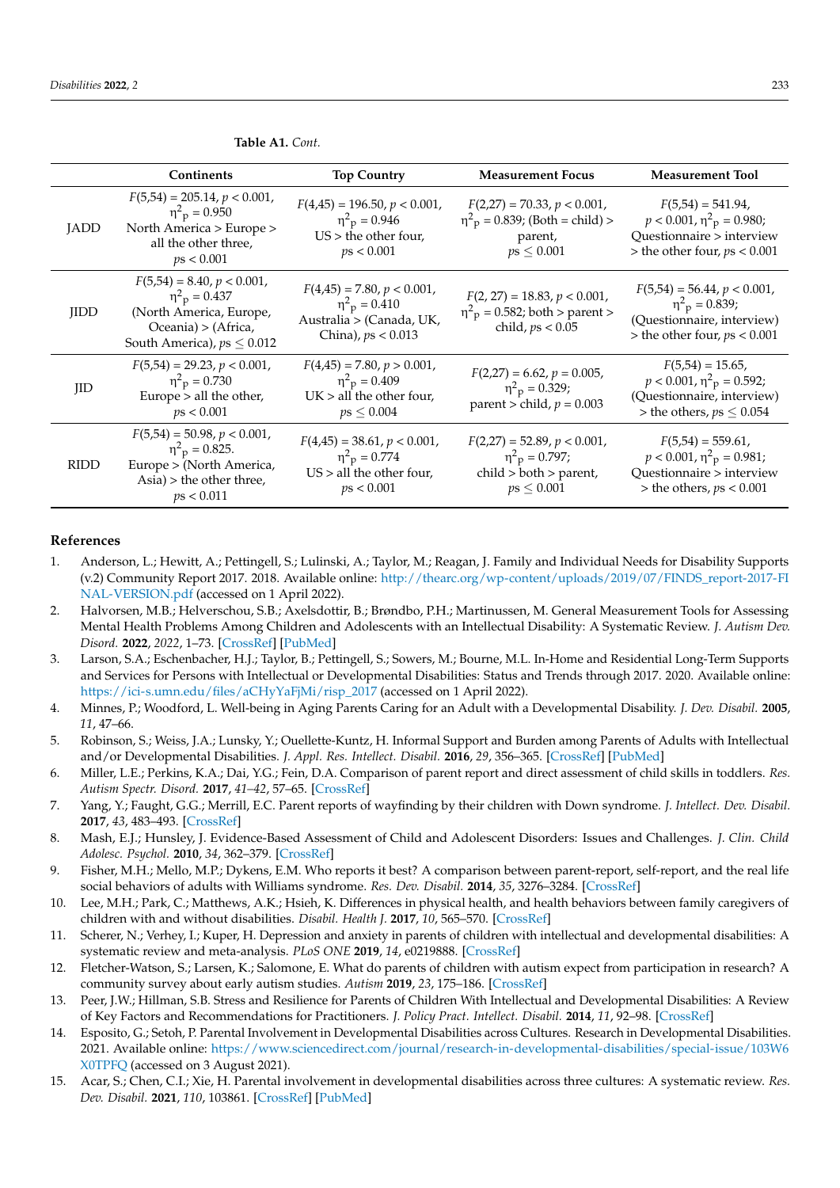**Table A1.** *Cont.*

| | Continents | Top Country | Measurement Focus | Measurement Tool |
|---|---|---|---|---|
| JADD | $F(5,54) = 205.14$, $p < 0.001$, $\eta^2_p = 0.950$ North America > Europe > all the other three, $ps < 0.001$ | $F(4,45) = 196.50$, $p < 0.001$, $\eta^2_p = 0.946$ US > the other four, $ps < 0.001$ | $F(2,27) = 70.33$, $p < 0.001$, $\eta^2_p = 0.839$; (Both = child) > parent, $ps \leq 0.001$ | $F(5,54) = 541.94$, $p < 0.001$, $\eta^2_p = 0.980$; Questionnaire > interview > the other four, $ps < 0.001$ |
| JIDD | $F(5,54) = 8.40$, $p < 0.001$, $\eta^2_p = 0.437$ (North America, Europe, Oceania) > (Africa, South America), $ps \leq 0.012$ | $F(4,45) = 7.80$, $p < 0.001$, $\eta^2_p = 0.410$ Australia > (Canada, UK, China), $ps < 0.013$ | $F(2, 27) = 18.83$, $p < 0.001$, $\eta^2_p = 0.582$; both > parent > child, $ps < 0.05$ | $F(5,54) = 56.44$, $p < 0.001$, $\eta^2_p = 0.839$; (Questionnaire, interview) > the other four, $ps < 0.001$ |
| JID | $F(5,54) = 29.23$, $p < 0.001$, $\eta^2_p = 0.730$ Europe > all the other, $ps < 0.001$ | $F(4,45) = 7.80$, $p > 0.001$, $\eta^2_p = 0.409$ UK > all the other four, $ps \leq 0.004$ | $F(2,27) = 6.62$, $p = 0.005$, $\eta^2_p = 0.329$; parent > child, $p = 0.003$ | $F(5,54) = 15.65$, $p < 0.001$, $\eta^2_p = 0.592$; (Questionnaire, interview) > the others, $ps \leq 0.054$ |
| RIDD | $F(5,54) = 50.98$, $p < 0.001$, $\eta^2_p = 0.825$. Europe > (North America, Asia) > the other three, $ps < 0.011$ | $F(4,45) = 38.61$, $p < 0.001$, $\eta^2_p = 0.774$ US > all the other four, $ps < 0.001$ | $F(2,27) = 52.89$, $p < 0.001$, $\eta^2_p = 0.797$; child > both > parent, $ps \leq 0.001$ | $F(5,54) = 559.61$, $p < 0.001$, $\eta^2_p = 0.981$; Questionnaire > interview > the others, $ps < 0.001$ |

## References

1. Anderson, L.; Hewitt, A.; Pettingell, S.; Lulinski, A.; Taylor, M.; Reagan, J. Family and Individual Needs for Disability Supports (v.2) Community Report 2017. 2018. Available online: http://thearc.org/wp-content/uploads/2019/07/FINDS_report-2017-FINAL-VERSION.pdf (accessed on 1 April 2022).
2. Halvorsen, M.B.; Helverschou, S.B.; Axelsdottir, B.; Brøndbo, P.H.; Martinussen, M. General Measurement Tools for Assessing Mental Health Problems Among Children and Adolescents with an Intellectual Disability: A Systematic Review. *J. Autism Dev. Disord.* **2022**, *2022*, 1–73. [CrossRef] [PubMed]
3. Larson, S.A.; Eschenbacher, H.J.; Taylor, B.; Pettingell, S.; Sowers, M.; Bourne, M.L. In-Home and Residential Long-Term Supports and Services for Persons with Intellectual or Developmental Disabilities: Status and Trends through 2017. 2020. Available online: https://ici-s.umn.edu/files/aCHyYaFjMi/risp_2017 (accessed on 1 April 2022).
4. Minnes, P.; Woodford, L. Well-being in Aging Parents Caring for an Adult with a Developmental Disability. *J. Dev. Disabil.* **2005**, *11*, 47–66.
5. Robinson, S.; Weiss, J.A.; Lunsky, Y.; Ouellette-Kuntz, H. Informal Support and Burden among Parents of Adults with Intellectual and/or Developmental Disabilities. *J. Appl. Res. Intellect. Disabil.* **2016**, *29*, 356–365. [CrossRef] [PubMed]
6. Miller, L.E.; Perkins, K.A.; Dai, Y.G.; Fein, D.A. Comparison of parent report and direct assessment of child skills in toddlers. *Res. Autism Spectr. Disord.* **2017**, *41–42*, 57–65. [CrossRef]
7. Yang, Y.; Faught, G.G.; Merrill, E.C. Parent reports of wayfinding by their children with Down syndrome. *J. Intellect. Dev. Disabil.* **2017**, *43*, 483–493. [CrossRef]
8. Mash, E.J.; Hunsley, J. Evidence-Based Assessment of Child and Adolescent Disorders: Issues and Challenges. *J. Clin. Child Adolesc. Psychol.* **2010**, *34*, 362–379. [CrossRef]
9. Fisher, M.H.; Mello, M.P.; Dykens, E.M. Who reports it best? A comparison between parent-report, self-report, and the real life social behaviors of adults with Williams syndrome. *Res. Dev. Disabil.* **2014**, *35*, 3276–3284. [CrossRef]
10. Lee, M.H.; Park, C.; Matthews, A.K.; Hsieh, K. Differences in physical health, and health behaviors between family caregivers of children with and without disabilities. *Disabil. Health J.* **2017**, *10*, 565–570. [CrossRef]
11. Scherer, N.; Verhey, I.; Kuper, H. Depression and anxiety in parents of children with intellectual and developmental disabilities: A systematic review and meta-analysis. *PLoS ONE* **2019**, *14*, e0219888. [CrossRef]
12. Fletcher-Watson, S.; Larsen, K.; Salomone, E. What do parents of children with autism expect from participation in research? A community survey about early autism studies. *Autism* **2019**, *23*, 175–186. [CrossRef]
13. Peer, J.W.; Hillman, S.B. Stress and Resilience for Parents of Children With Intellectual and Developmental Disabilities: A Review of Key Factors and Recommendations for Practitioners. *J. Policy Pract. Intellect. Disabil.* **2014**, *11*, 92–98. [CrossRef]
14. Esposito, G.; Setoh, P. Parental Involvement in Developmental Disabilities across Cultures. Research in Developmental Disabilities. 2021. Available online: https://www.sciencedirect.com/journal/research-in-developmental-disabilities/special-issue/103W6X0TPFQ (accessed on 3 August 2021).
15. Acar, S.; Chen, C.I.; Xie, H. Parental involvement in developmental disabilities across three cultures: A systematic review. *Res. Dev. Disabil.* **2021**, *110*, 103861. [CrossRef] [PubMed]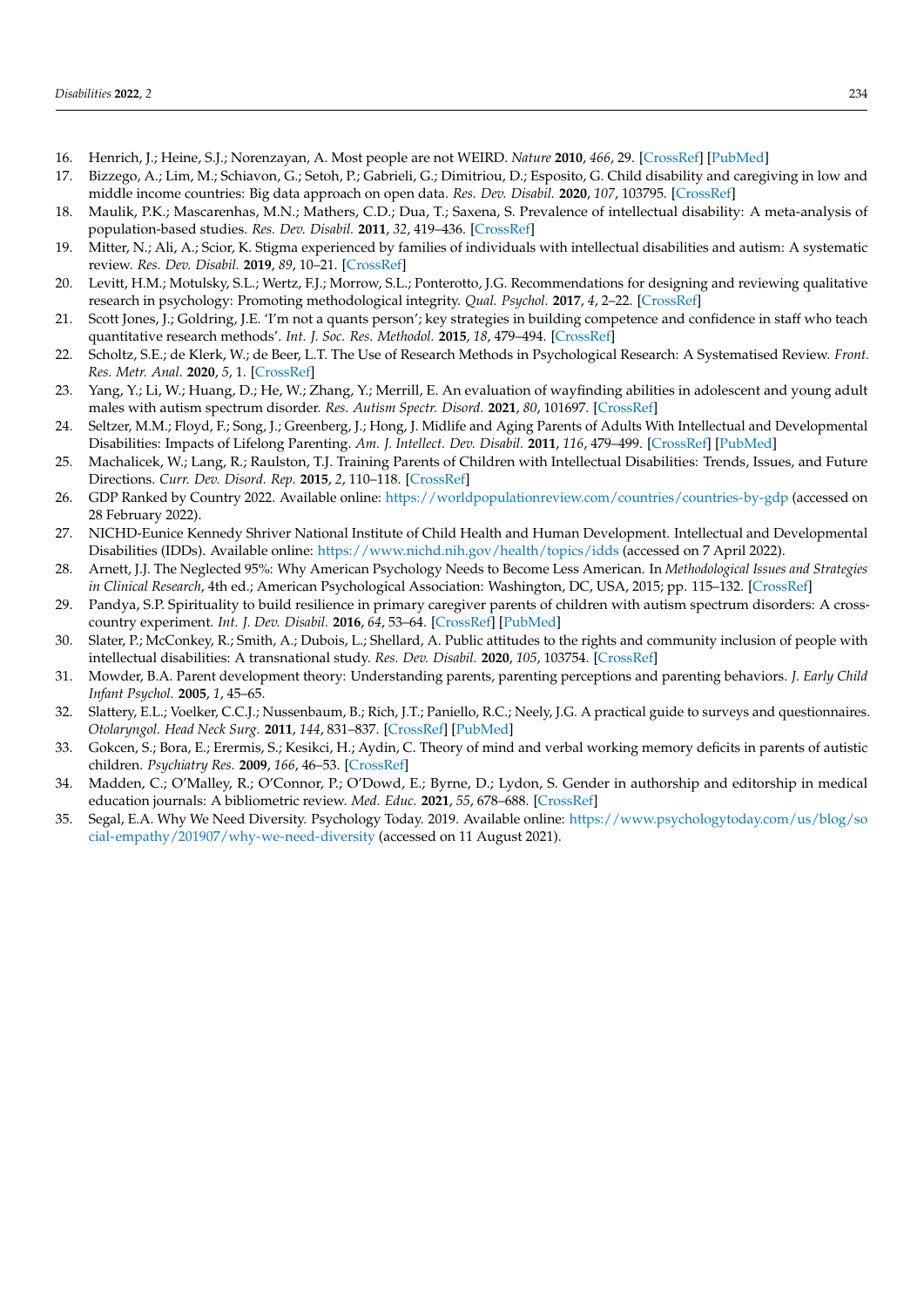16. Henrich, J.; Heine, S.J.; Norenzayan, A. Most people are not WEIRD. *Nature* **2010**, *466*, 29. [CrossRef] [PubMed]
17. Bizzego, A.; Lim, M.; Schiavon, G.; Setoh, P.; Gabrieli, G.; Dimitriou, D.; Esposito, G. Child disability and caregiving in low and middle income countries: Big data approach on open data. *Res. Dev. Disabil.* **2020**, *107*, 103795. [CrossRef]
18. Maulik, P.K.; Mascarenhas, M.N.; Mathers, C.D.; Dua, T.; Saxena, S. Prevalence of intellectual disability: A meta-analysis of population-based studies. *Res. Dev. Disabil.* **2011**, *32*, 419–436. [CrossRef]
19. Mitter, N.; Ali, A.; Scior, K. Stigma experienced by families of individuals with intellectual disabilities and autism: A systematic review. *Res. Dev. Disabil.* **2019**, *89*, 10–21. [CrossRef]
20. Levitt, H.M.; Motulsky, S.L.; Wertz, F.J.; Morrow, S.L.; Ponterotto, J.G. Recommendations for designing and reviewing qualitative research in psychology: Promoting methodological integrity. *Qual. Psychol.* **2017**, *4*, 2–22. [CrossRef]
21. Scott Jones, J.; Goldring, J.E. 'I'm not a quants person'; key strategies in building competence and confidence in staff who teach quantitative research methods'. *Int. J. Soc. Res. Methodol.* **2015**, *18*, 479–494. [CrossRef]
22. Scholtz, S.E.; de Klerk, W.; de Beer, L.T. The Use of Research Methods in Psychological Research: A Systematised Review. *Front. Res. Metr. Anal.* **2020**, *5*, 1. [CrossRef]
23. Yang, Y.; Li, W.; Huang, D.; He, W.; Zhang, Y.; Merrill, E. An evaluation of wayfinding abilities in adolescent and young adult males with autism spectrum disorder. *Res. Autism Spectr. Disord.* **2021**, *80*, 101697. [CrossRef]
24. Seltzer, M.M.; Floyd, F.; Song, J.; Greenberg, J.; Hong, J. Midlife and Aging Parents of Adults With Intellectual and Developmental Disabilities: Impacts of Lifelong Parenting. *Am. J. Intellect. Dev. Disabil.* **2011**, *116*, 479–499. [CrossRef] [PubMed]
25. Machalicek, W.; Lang, R.; Raulston, T.J. Training Parents of Children with Intellectual Disabilities: Trends, Issues, and Future Directions. *Curr. Dev. Disord. Rep.* **2015**, *2*, 110–118. [CrossRef]
26. GDP Ranked by Country 2022. Available online: https://worldpopulationreview.com/countries/countries-by-gdp (accessed on 28 February 2022).
27. NICHD-Eunice Kennedy Shriver National Institute of Child Health and Human Development. Intellectual and Developmental Disabilities (IDDs). Available online: https://www.nichd.nih.gov/health/topics/idds (accessed on 7 April 2022).
28. Arnett, J.J. The Neglected 95%: Why American Psychology Needs to Become Less American. In *Methodological Issues and Strategies in Clinical Research*, 4th ed.; American Psychological Association: Washington, DC, USA, 2015; pp. 115–132. [CrossRef]
29. Pandya, S.P. Spirituality to build resilience in primary caregiver parents of children with autism spectrum disorders: A cross-country experiment. *Int. J. Dev. Disabil.* **2016**, *64*, 53–64. [CrossRef] [PubMed]
30. Slater, P.; McConkey, R.; Smith, A.; Dubois, L.; Shellard, A. Public attitudes to the rights and community inclusion of people with intellectual disabilities: A transnational study. *Res. Dev. Disabil.* **2020**, *105*, 103754. [CrossRef]
31. Mowder, B.A. Parent development theory: Understanding parents, parenting perceptions and parenting behaviors. *J. Early Child Infant Psychol.* **2005**, *1*, 45–65.
32. Slattery, E.L.; Voelker, C.C.J.; Nussenbaum, B.; Rich, J.T.; Paniello, R.C.; Neely, J.G. A practical guide to surveys and questionnaires. *Otolaryngol. Head Neck Surg.* **2011**, *144*, 831–837. [CrossRef] [PubMed]
33. Gokcen, S.; Bora, E.; Erermis, S.; Kesikci, H.; Aydin, C. Theory of mind and verbal working memory deficits in parents of autistic children. *Psychiatry Res.* **2009**, *166*, 46–53. [CrossRef]
34. Madden, C.; O'Malley, R.; O'Connor, P.; O'Dowd, E.; Byrne, D.; Lydon, S. Gender in authorship and editorship in medical education journals: A bibliometric review. *Med. Educ.* **2021**, *55*, 678–688. [CrossRef]
35. Segal, E.A. Why We Need Diversity. Psychology Today. 2019. Available online: https://www.psychologytoday.com/us/blog/social-empathy/201907/why-we-need-diversity (accessed on 11 August 2021).